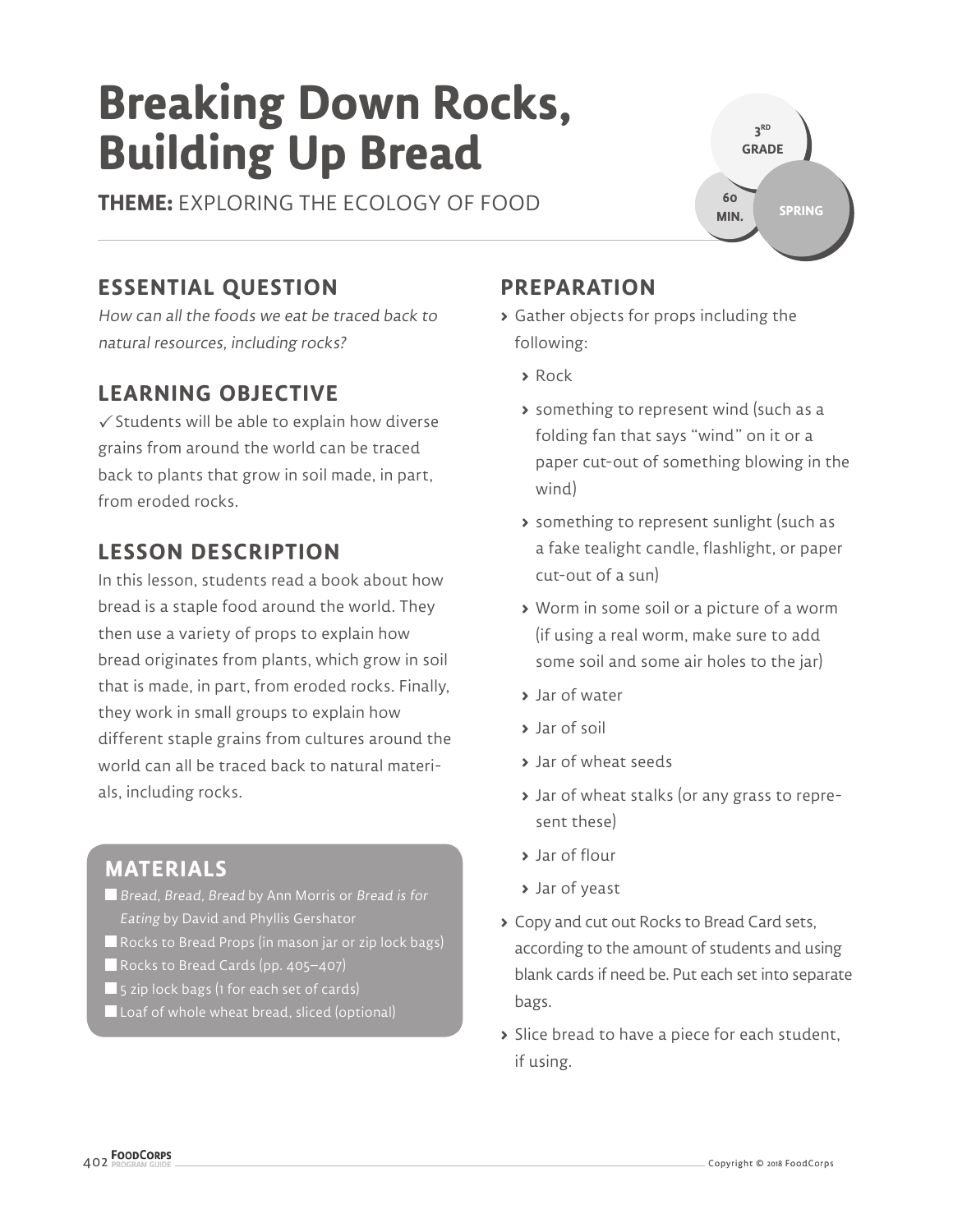# Breaking Down Rocks, Building Up Bread

**THEME:** EXPLORING THE ECOLOGY OF FOOD

3RD GRADE | 60 MIN. | SPRING

## ESSENTIAL QUESTION

*How can all the foods we eat be traced back to natural resources, including rocks?*

## LEARNING OBJECTIVE

✓ Students will be able to explain how diverse grains from around the world can be traced back to plants that grow in soil made, in part, from eroded rocks.

## LESSON DESCRIPTION

In this lesson, students read a book about how bread is a staple food around the world. They then use a variety of props to explain how bread originates from plants, which grow in soil that is made, in part, from eroded rocks. Finally, they work in small groups to explain how different staple grains from cultures around the world can all be traced back to natural materials, including rocks.

## MATERIALS

- *Bread, Bread, Bread* by Ann Morris or *Bread is for Eating* by David and Phyllis Gershator
- Rocks to Bread Props (in mason jar or zip lock bags)
- Rocks to Bread Cards (pp. 405–407)
- 5 zip lock bags (1 for each set of cards)
- Loaf of whole wheat bread, sliced (optional)

## PREPARATION

- Gather objects for props including the following:
  - Rock
  - something to represent wind (such as a folding fan that says "wind" on it or a paper cut-out of something blowing in the wind)
  - something to represent sunlight (such as a fake tealight candle, flashlight, or paper cut-out of a sun)
  - Worm in some soil or a picture of a worm (if using a real worm, make sure to add some soil and some air holes to the jar)
  - Jar of water
  - Jar of soil
  - Jar of wheat seeds
  - Jar of wheat stalks (or any grass to represent these)
  - Jar of flour
  - Jar of yeast
- Copy and cut out Rocks to Bread Card sets, according to the amount of students and using blank cards if need be. Put each set into separate bags.
- Slice bread to have a piece for each student, if using.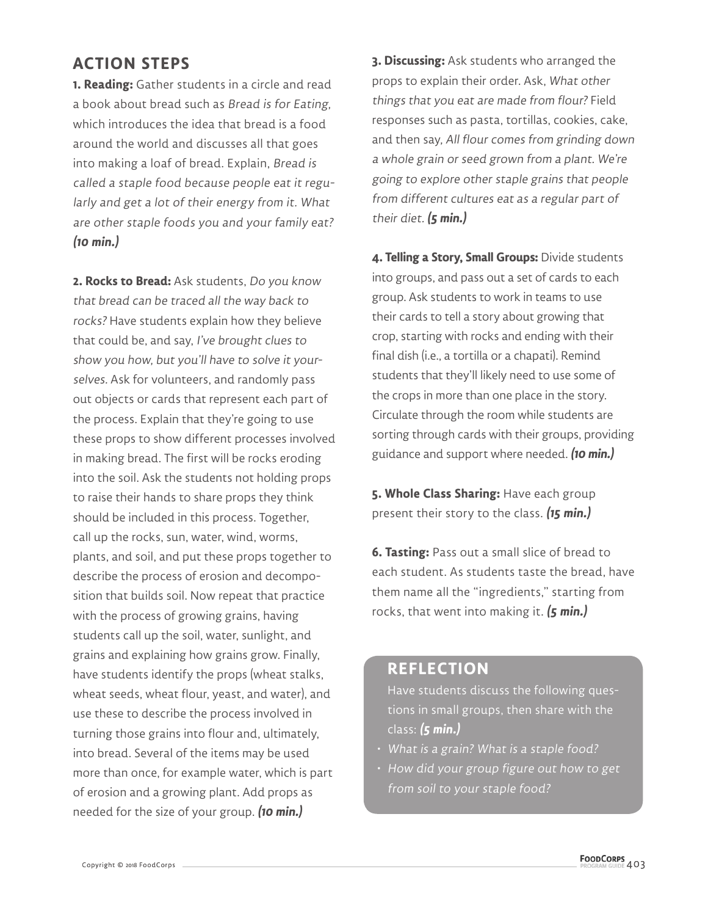## ACTION STEPS

**1. Reading:** Gather students in a circle and read a book about bread such as *Bread is for Eating*, which introduces the idea that bread is a food around the world and discusses all that goes into making a loaf of bread. Explain, *Bread is called a staple food because people eat it regularly and get a lot of their energy from it. What are other staple foods you and your family eat?* ***(10 min.)***

**2. Rocks to Bread:** Ask students, *Do you know that bread can be traced all the way back to rocks?* Have students explain how they believe that could be, and say, *I've brought clues to show you how, but you'll have to solve it yourselves.* Ask for volunteers, and randomly pass out objects or cards that represent each part of the process. Explain that they're going to use these props to show different processes involved in making bread. The first will be rocks eroding into the soil. Ask the students not holding props to raise their hands to share props they think should be included in this process. Together, call up the rocks, sun, water, wind, worms, plants, and soil, and put these props together to describe the process of erosion and decomposition that builds soil. Now repeat that practice with the process of growing grains, having students call up the soil, water, sunlight, and grains and explaining how grains grow. Finally, have students identify the props (wheat stalks, wheat seeds, wheat flour, yeast, and water), and use these to describe the process involved in turning those grains into flour and, ultimately, into bread. Several of the items may be used more than once, for example water, which is part of erosion and a growing plant. Add props as needed for the size of your group. ***(10 min.)***

**3. Discussing:** Ask students who arranged the props to explain their order. Ask, *What other things that you eat are made from flour?* Field responses such as pasta, tortillas, cookies, cake, and then say, *All flour comes from grinding down a whole grain or seed grown from a plant. We're going to explore other staple grains that people from different cultures eat as a regular part of their diet.* ***(5 min.)***

**4. Telling a Story, Small Groups:** Divide students into groups, and pass out a set of cards to each group. Ask students to work in teams to use their cards to tell a story about growing that crop, starting with rocks and ending with their final dish (i.e., a tortilla or a chapati). Remind students that they'll likely need to use some of the crops in more than one place in the story. Circulate through the room while students are sorting through cards with their groups, providing guidance and support where needed. ***(10 min.)***

**5. Whole Class Sharing:** Have each group present their story to the class. ***(15 min.)***

**6. Tasting:** Pass out a small slice of bread to each student. As students taste the bread, have them name all the "ingredients," starting from rocks, that went into making it. ***(5 min.)***

## REFLECTION

Have students discuss the following questions in small groups, then share with the class: ***(5 min.)***

- *What is a grain? What is a staple food?*
- *How did your group figure out how to get from soil to your staple food?*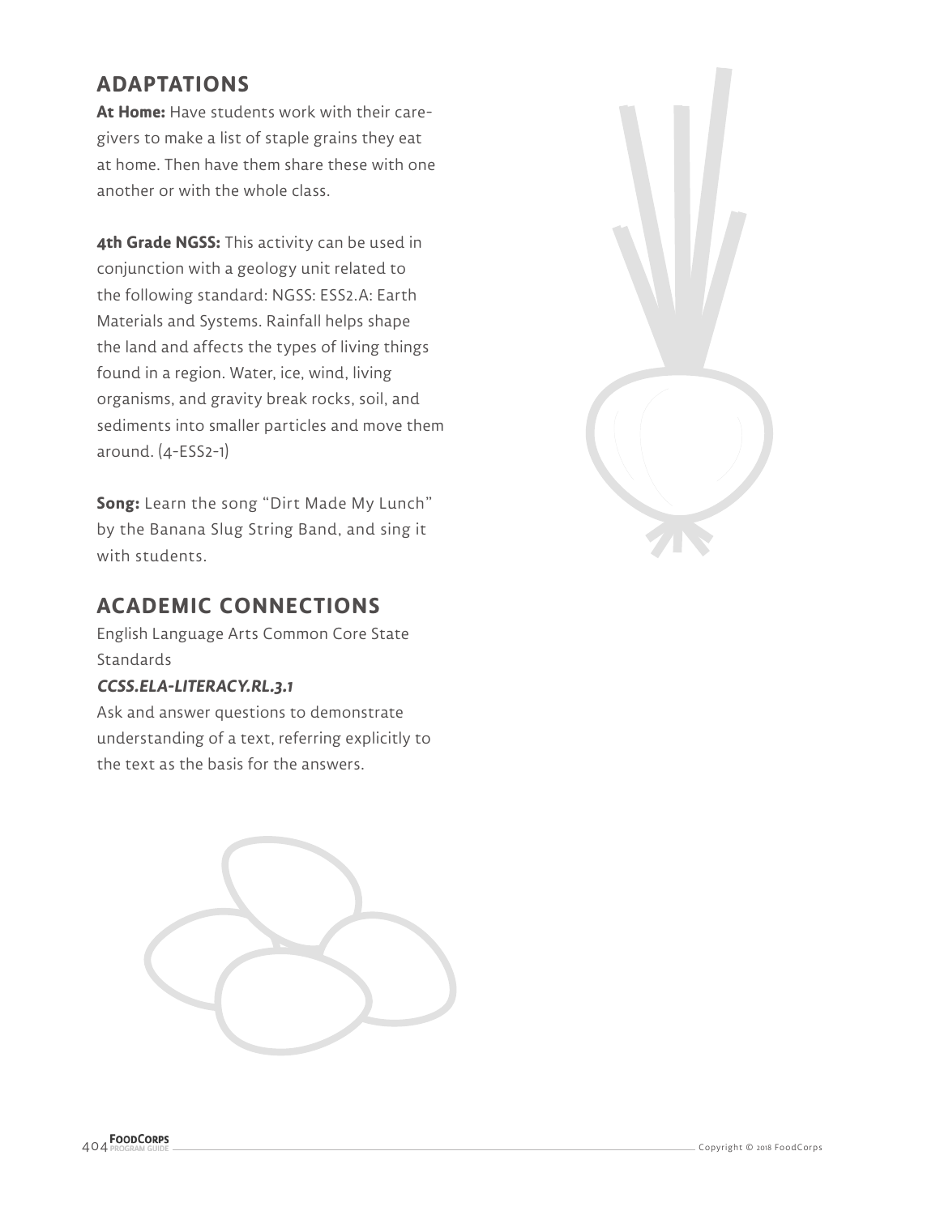## ADAPTATIONS

**At Home:** Have students work with their caregivers to make a list of staple grains they eat at home. Then have them share these with one another or with the whole class.

**4th Grade NGSS:** This activity can be used in conjunction with a geology unit related to the following standard: NGSS: ESS2.A: Earth Materials and Systems. Rainfall helps shape the land and affects the types of living things found in a region. Water, ice, wind, living organisms, and gravity break rocks, soil, and sediments into smaller particles and move them around. (4-ESS2-1)

**Song:** Learn the song "Dirt Made My Lunch" by the Banana Slug String Band, and sing it with students.

## ACADEMIC CONNECTIONS

English Language Arts Common Core State Standards

***CCSS.ELA-LITERACY.RL.3.1***

Ask and answer questions to demonstrate understanding of a text, referring explicitly to the text as the basis for the answers.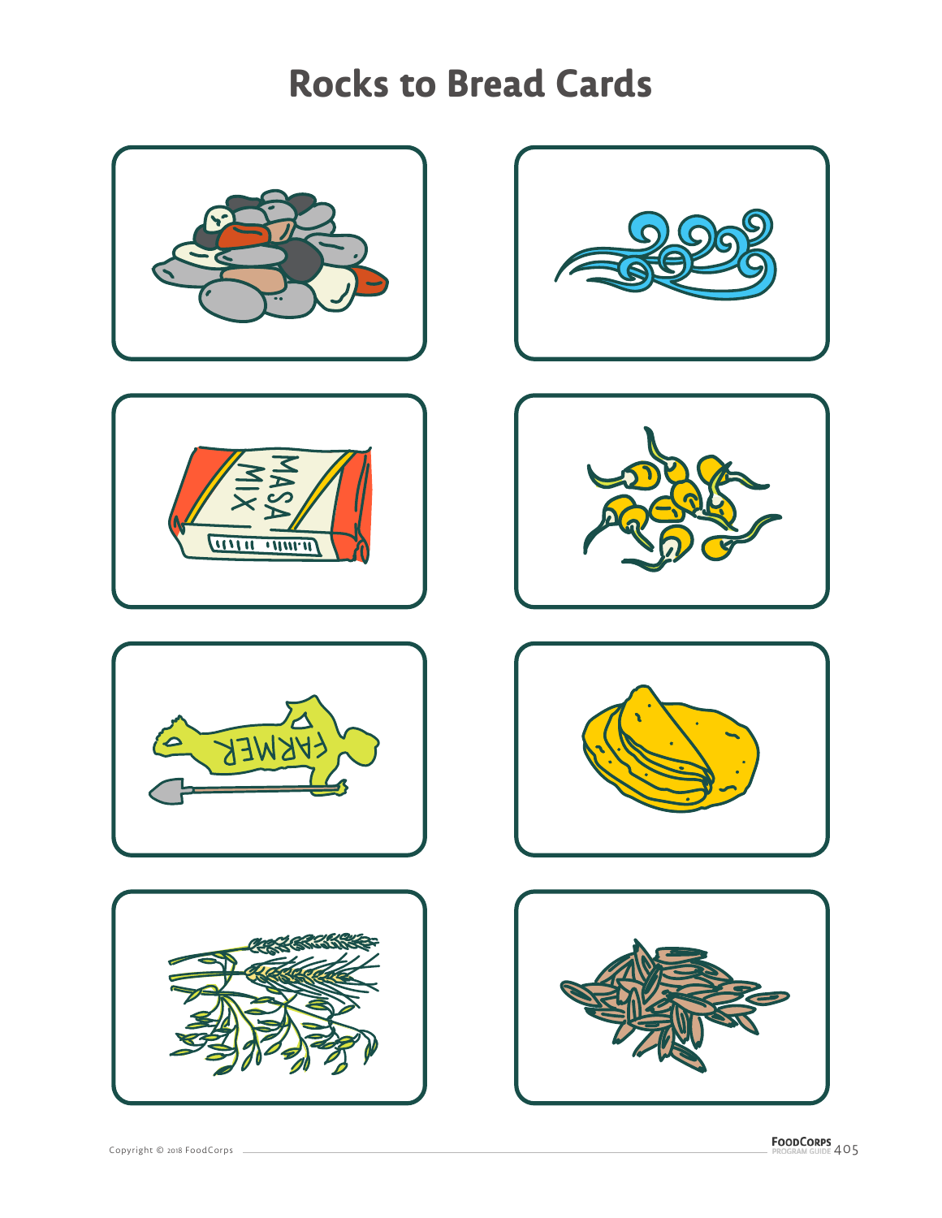# Rocks to Bread Cards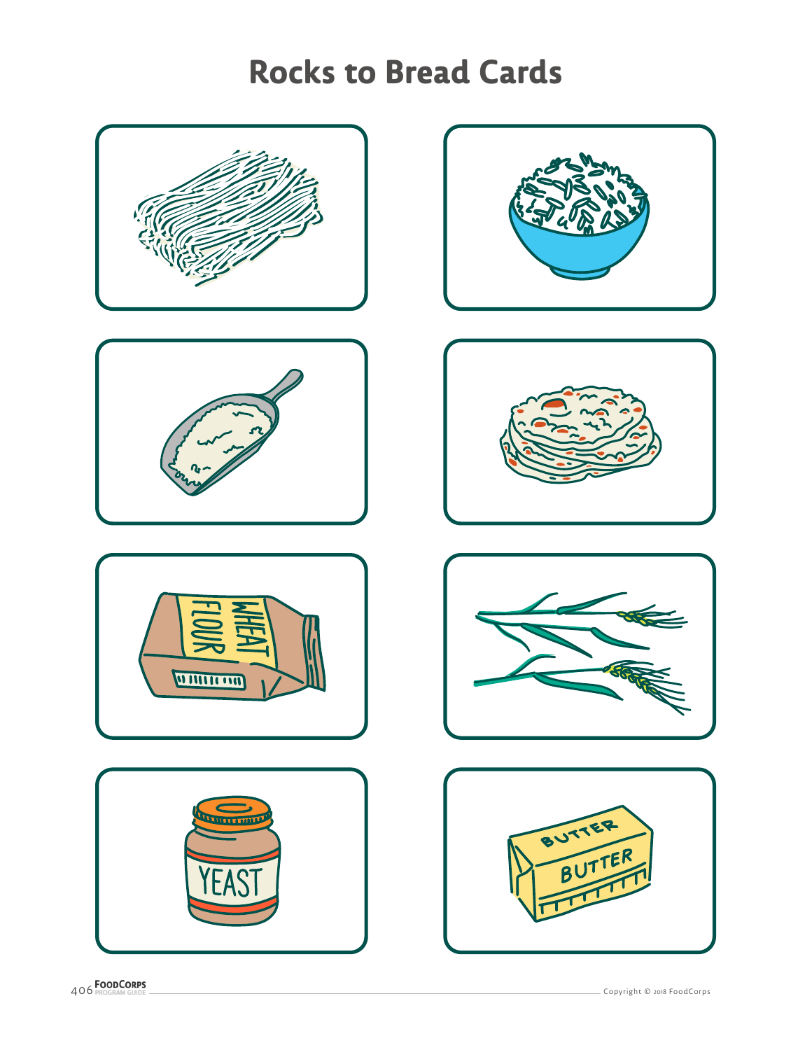# Rocks to Bread Cards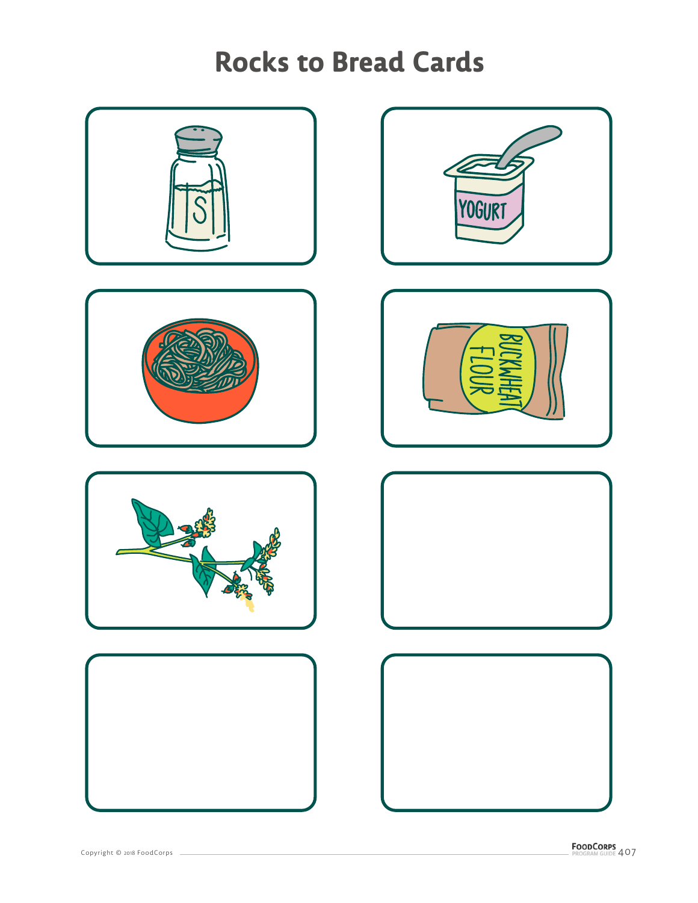# Rocks to Bread Cards